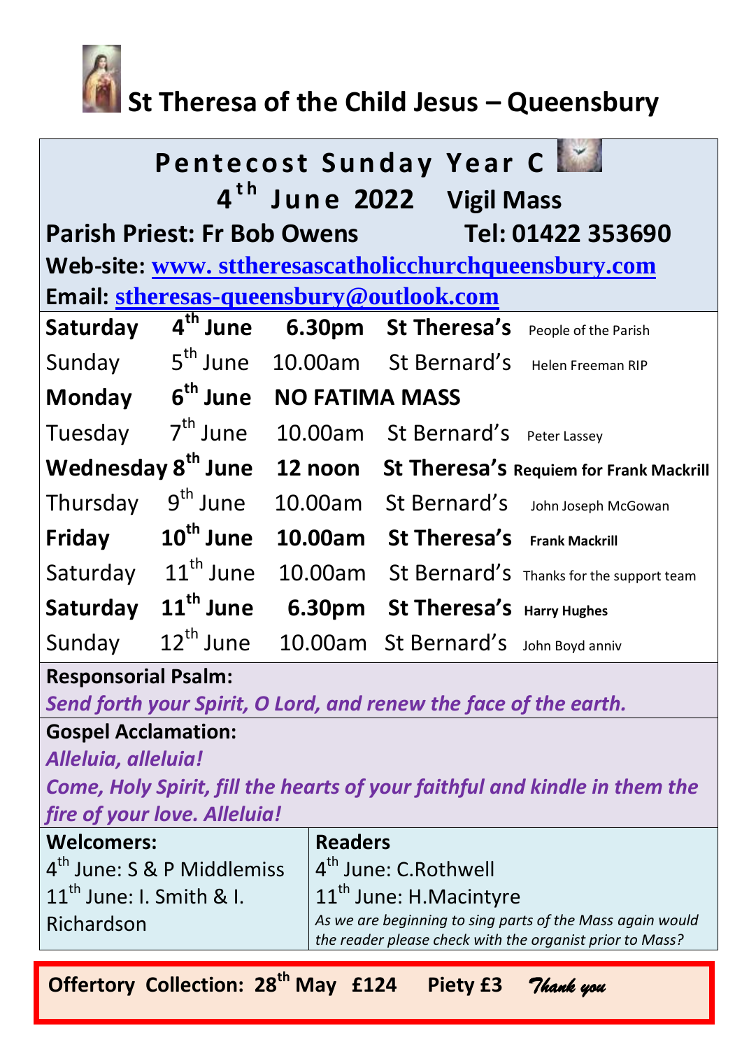# St Theresa of the Child Jesus – Queensbury

## Pentecost Sunday Year C

**4th June 2022 Vigil Mass**

**Parish Priest: Fr Bob Owens Tel: 01422 353690**

**Web-site: www. sttheresascatholicchurchqueensbury.com**

**Email: stheresas-queensbury@outlook.com**

| | | | | |
|---|---|---|---|---|
| **Saturday** | **4th June** | **6.30pm** | **St Theresa's** | People of the Parish |
| Sunday | 5th June | 10.00am | St Bernard's | Helen Freeman RIP |
| **Monday** | **6th June** | **NO FATIMA MASS** | | |
| Tuesday | 7th June | 10.00am | St Bernard's | Peter Lassey |
| **Wednesday** | **8th June** | **12 noon** | **St Theresa's** | **Requiem for Frank Mackrill** |
| Thursday | 9th June | 10.00am | St Bernard's | John Joseph McGowan |
| **Friday** | **10th June** | **10.00am** | **St Theresa's** | **Frank Mackrill** |
| Saturday | 11th June | 10.00am | St Bernard's | Thanks for the support team |
| **Saturday** | **11th June** | **6.30pm** | **St Theresa's** | **Harry Hughes** |
| Sunday | 12th June | 10.00am | St Bernard's | John Boyd anniv |

**Responsorial Psalm:**

*Send forth your Spirit, O Lord, and renew the face of the earth.*

**Gospel Acclamation:**

*Alleluia, alleluia!*

*Come, Holy Spirit, fill the hearts of your faithful and kindle in them the fire of your love. Alleluia!*

**Welcomers:**

4th June: S & P Middlemiss

11th June: I. Smith & I. Richardson

**Readers**

4th June: C.Rothwell

11th June: H.Macintyre

*As we are beginning to sing parts of the Mass again would the reader please check with the organist prior to Mass?*

**Offertory Collection: 28th May £124 Piety £3** *Thank you*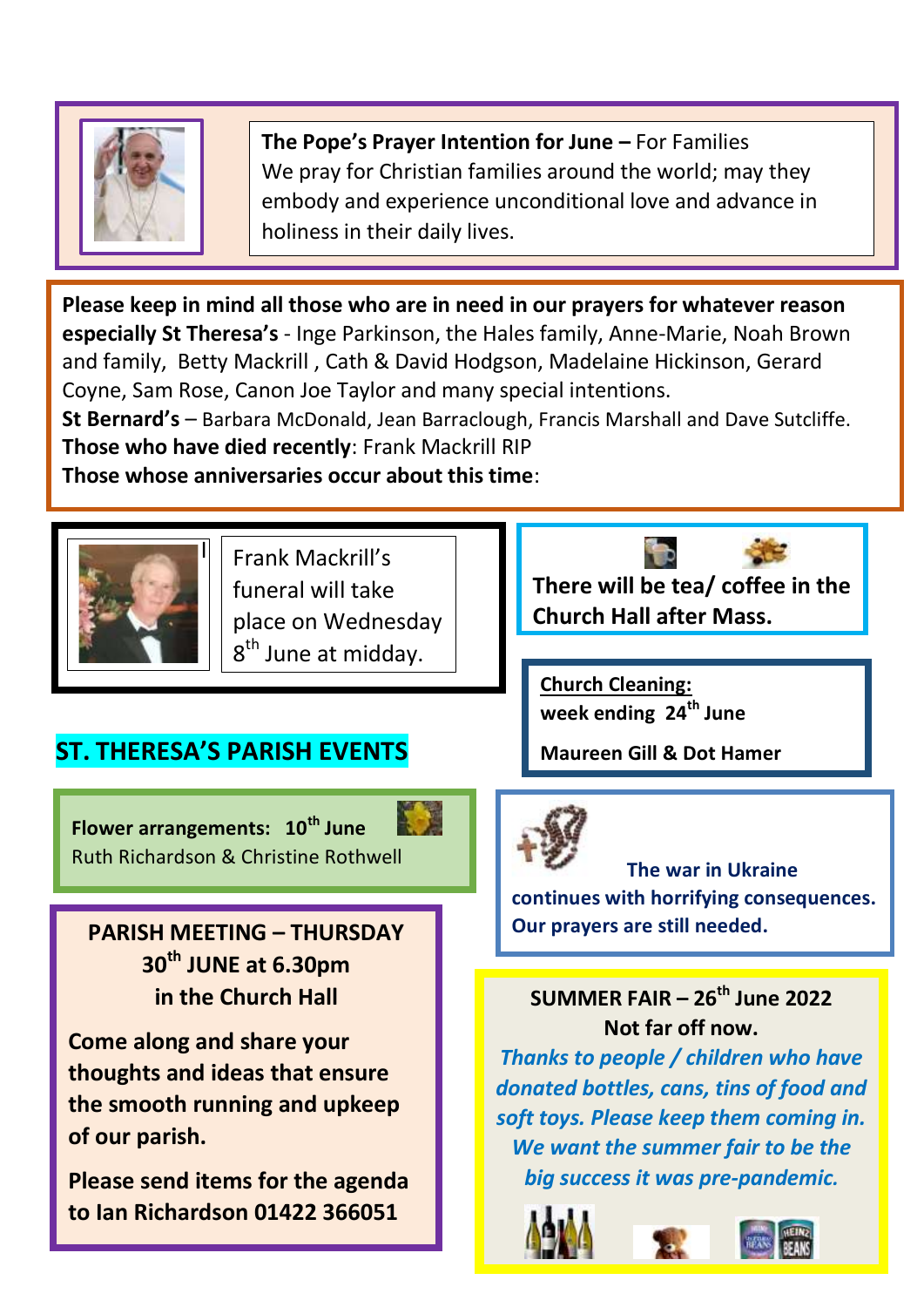**The Pope's Prayer Intention for June –** For Families
We pray for Christian families around the world; may they embody and experience unconditional love and advance in holiness in their daily lives.

**Please keep in mind all those who are in need in our prayers for whatever reason especially St Theresa's** - Inge Parkinson, the Hales family, Anne-Marie, Noah Brown and family, Betty Mackrill , Cath & David Hodgson, Madelaine Hickinson, Gerard Coyne, Sam Rose, Canon Joe Taylor and many special intentions.
**St Bernard's** – Barbara McDonald, Jean Barraclough, Francis Marshall and Dave Sutcliffe.
**Those who have died recently**: Frank Mackrill RIP
**Those whose anniversaries occur about this time**:

Frank Mackrill's funeral will take place on Wednesday 8th June at midday.

**There will be tea/ coffee in the Church Hall after Mass.**

**Church Cleaning:**
**week ending 24th June**
**Maureen Gill & Dot Hamer**

## ST. THERESA'S PARISH EVENTS

**Flower arrangements: 10th June**
Ruth Richardson & Christine Rothwell

**The war in Ukraine continues with horrifying consequences. Our prayers are still needed.**

**PARISH MEETING – THURSDAY 30th JUNE at 6.30pm in the Church Hall**

**Come along and share your thoughts and ideas that ensure the smooth running and upkeep of our parish.**

**Please send items for the agenda to Ian Richardson 01422 366051**

**SUMMER FAIR – 26th June 2022**
**Not far off now.**
***Thanks to people / children who have donated bottles, cans, tins of food and soft toys. Please keep them coming in. We want the summer fair to be the big success it was pre-pandemic.***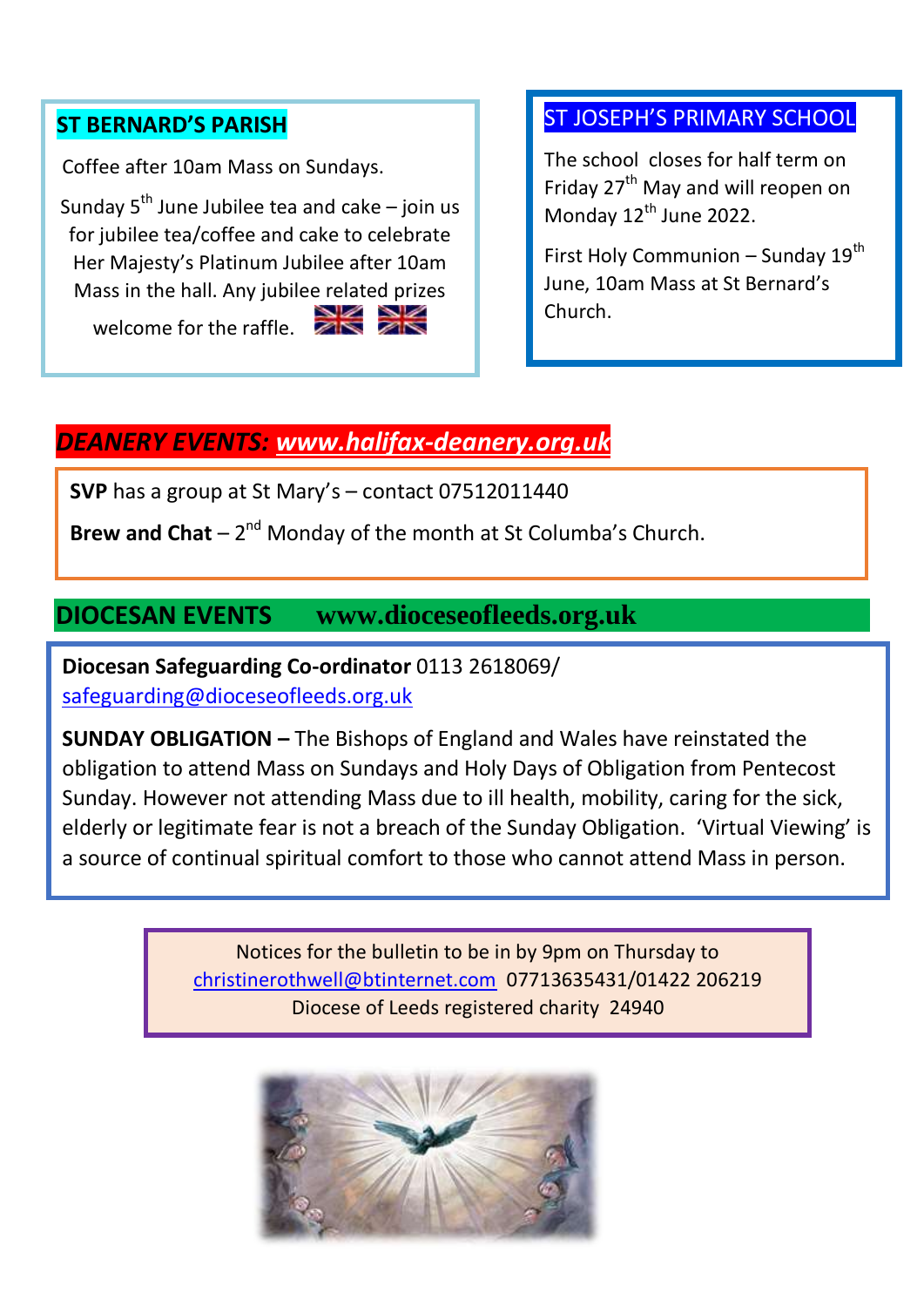## ST BERNARD'S PARISH

Coffee after 10am Mass on Sundays.

Sunday 5th June Jubilee tea and cake – join us for jubilee tea/coffee and cake to celebrate Her Majesty's Platinum Jubilee after 10am Mass in the hall. Any jubilee related prizes welcome for the raffle.

## ST JOSEPH'S PRIMARY SCHOOL

The school closes for half term on Friday 27th May and will reopen on Monday 12th June 2022.

First Holy Communion – Sunday 19th June, 10am Mass at St Bernard's Church.

## *DEANERY EVENTS: www.halifax-deanery.org.uk*

**SVP** has a group at St Mary's – contact 07512011440

**Brew and Chat** – 2nd Monday of the month at St Columba's Church.

## DIOCESAN EVENTS www.dioceseofleeds.org.uk

**Diocesan Safeguarding Co-ordinator** 0113 2618069/ safeguarding@dioceseofleeds.org.uk

**SUNDAY OBLIGATION –** The Bishops of England and Wales have reinstated the obligation to attend Mass on Sundays and Holy Days of Obligation from Pentecost Sunday. However not attending Mass due to ill health, mobility, caring for the sick, elderly or legitimate fear is not a breach of the Sunday Obligation. 'Virtual Viewing' is a source of continual spiritual comfort to those who cannot attend Mass in person.

Notices for the bulletin to be in by 9pm on Thursday to christinerothwell@btinternet.com 07713635431/01422 206219
Diocese of Leeds registered charity 24940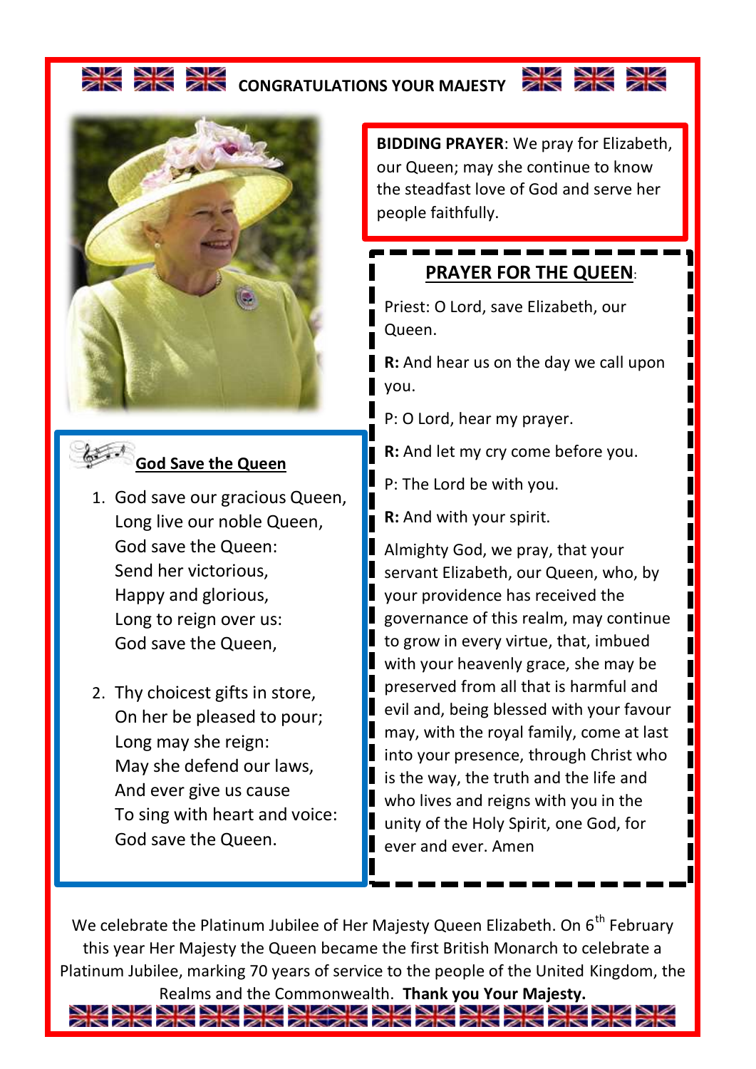# CONGRATULATIONS YOUR MAJESTY

**BIDDING PRAYER**: We pray for Elizabeth, our Queen; may she continue to know the steadfast love of God and serve her people faithfully.

## God Save the Queen

1. God save our gracious Queen,
   Long live our noble Queen,
   God save the Queen:
   Send her victorious,
   Happy and glorious,
   Long to reign over us:
   God save the Queen,

2. Thy choicest gifts in store,
   On her be pleased to pour;
   Long may she reign:
   May she defend our laws,
   And ever give us cause
   To sing with heart and voice:
   God save the Queen.

## PRAYER FOR THE QUEEN:

Priest: O Lord, save Elizabeth, our Queen.

**R:** And hear us on the day we call upon you.

P: O Lord, hear my prayer.

**R:** And let my cry come before you.

P: The Lord be with you.

**R:** And with your spirit.

Almighty God, we pray, that your servant Elizabeth, our Queen, who, by your providence has received the governance of this realm, may continue to grow in every virtue, that, imbued with your heavenly grace, she may be preserved from all that is harmful and evil and, being blessed with your favour may, with the royal family, come at last into your presence, through Christ who is the way, the truth and the life and who lives and reigns with you in the unity of the Holy Spirit, one God, for ever and ever. Amen

We celebrate the Platinum Jubilee of Her Majesty Queen Elizabeth. On 6th February this year Her Majesty the Queen became the first British Monarch to celebrate a Platinum Jubilee, marking 70 years of service to the people of the United Kingdom, the Realms and the Commonwealth. **Thank you Your Majesty.**